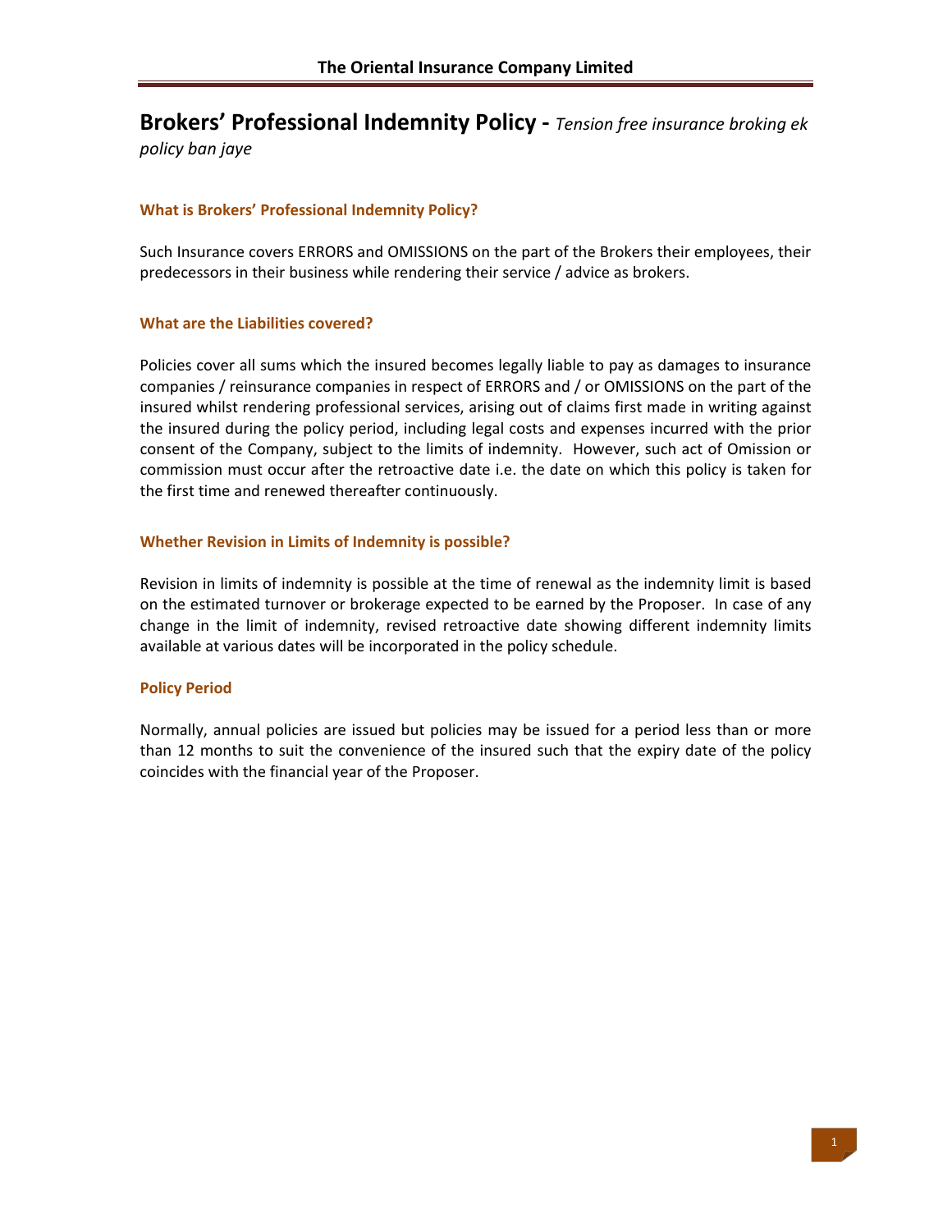# Brokers' Professional Indemnity Policy - *Tension free insurance broking ek policy ban jaye*

### What is Brokers' Professional Indemnity Policy?

Such Insurance covers ERRORS and OMISSIONS on the part of the Brokers their employees, their predecessors in their business while rendering their service / advice as brokers.

### What are the Liabilities covered?

Policies cover all sums which the insured becomes legally liable to pay as damages to insurance companies / reinsurance companies in respect of ERRORS and / or OMISSIONS on the part of the insured whilst rendering professional services, arising out of claims first made in writing against the insured during the policy period, including legal costs and expenses incurred with the prior consent of the Company, subject to the limits of indemnity. However, such act of Omission or commission must occur after the retroactive date i.e. the date on which this policy is taken for the first time and renewed thereafter continuously.

### Whether Revision in Limits of Indemnity is possible?

Revision in limits of indemnity is possible at the time of renewal as the indemnity limit is based on the estimated turnover or brokerage expected to be earned by the Proposer. In case of any change in the limit of indemnity, revised retroactive date showing different indemnity limits available at various dates will be incorporated in the policy schedule.

### Policy Period

Normally, annual policies are issued but policies may be issued for a period less than or more than 12 months to suit the convenience of the insured such that the expiry date of the policy coincides with the financial year of the Proposer.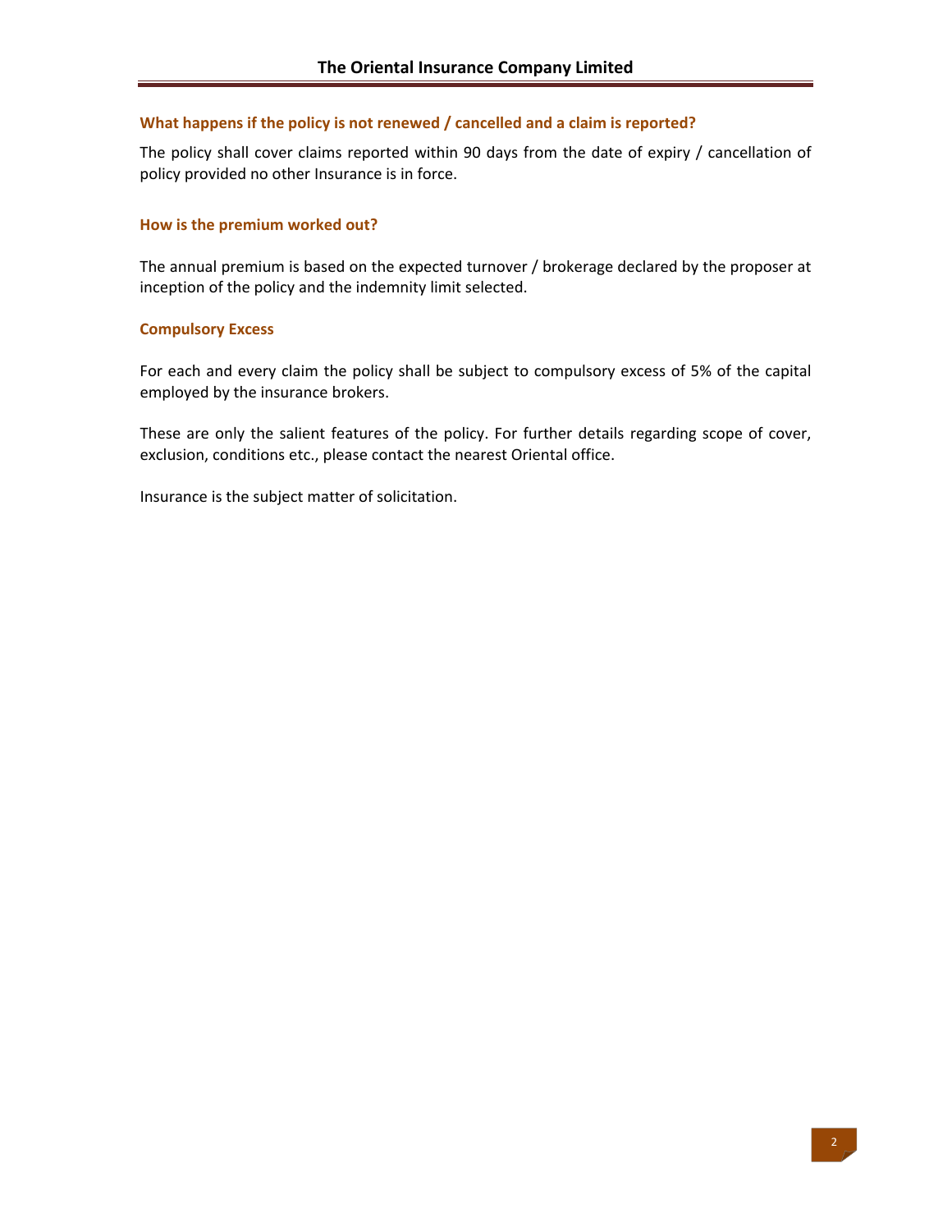### What happens if the policy is not renewed / cancelled and a claim is reported?

The policy shall cover claims reported within 90 days from the date of expiry / cancellation of policy provided no other Insurance is in force.

### How is the premium worked out?

The annual premium is based on the expected turnover / brokerage declared by the proposer at inception of the policy and the indemnity limit selected.

### Compulsory Excess

For each and every claim the policy shall be subject to compulsory excess of 5% of the capital employed by the insurance brokers.

These are only the salient features of the policy. For further details regarding scope of cover, exclusion, conditions etc., please contact the nearest Oriental office.

Insurance is the subject matter of solicitation.